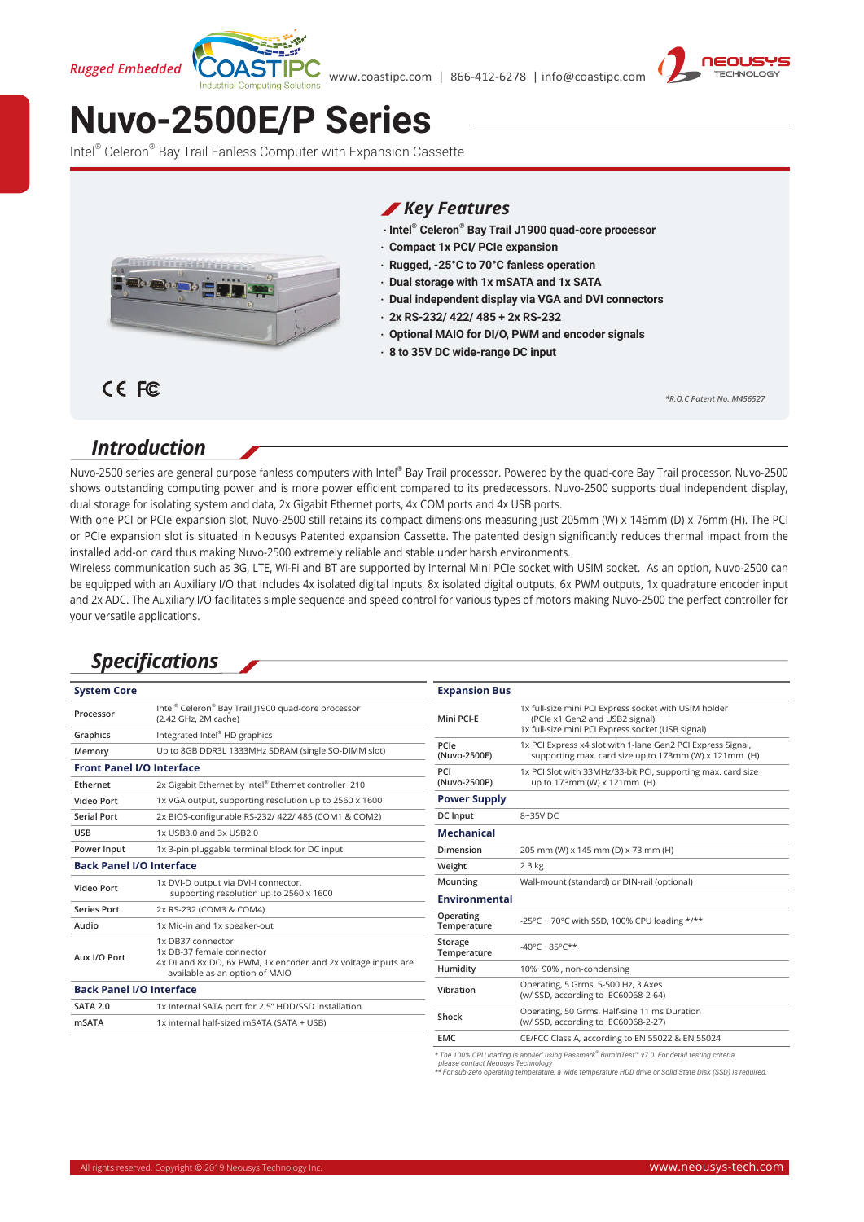# Nuvo-2500E/P Series

Intel® Celeron® Bay Trail Fanless Computer with Expansion Cassette

## Key Features

- Intel® Celeron® Bay Trail J1900 quad-core processor
- Compact 1x PCI/ PCIe expansion
- Rugged, -25°C to 70°C fanless operation
- Dual storage with 1x mSATA and 1x SATA
- Dual independent display via VGA and DVI connectors
- 2x RS-232/ 422/ 485 + 2x RS-232
- Optional MAIO for DI/O, PWM and encoder signals
- 8 to 35V DC wide-range DC input

*R.O.C Patent No. M456527*

## Introduction

Nuvo-2500 series are general purpose fanless computers with Intel® Bay Trail processor. Powered by the quad-core Bay Trail processor, Nuvo-2500 shows outstanding computing power and is more power efficient compared to its predecessors. Nuvo-2500 supports dual independent display, dual storage for isolating system and data, 2x Gigabit Ethernet ports, 4x COM ports and 4x USB ports.

With one PCI or PCIe expansion slot, Nuvo-2500 still retains its compact dimensions measuring just 205mm (W) x 146mm (D) x 76mm (H). The PCI or PCIe expansion slot is situated in Neousys Patented expansion Cassette. The patented design significantly reduces thermal impact from the installed add-on card thus making Nuvo-2500 extremely reliable and stable under harsh environments.

Wireless communication such as 3G, LTE, Wi-Fi and BT are supported by internal Mini PCIe socket with USIM socket. As an option, Nuvo-2500 can be equipped with an Auxiliary I/O that includes 4x isolated digital inputs, 8x isolated digital outputs, 6x PWM outputs, 1x quadrature encoder input and 2x ADC. The Auxiliary I/O facilitates simple sequence and speed control for various types of motors making Nuvo-2500 the perfect controller for your versatile applications.

## Specifications

| **System Core** | |
|---|---|
| Processor | Intel® Celeron® Bay Trail J1900 quad-core processor (2.42 GHz, 2M cache) |
| Graphics | Integrated Intel® HD graphics |
| Memory | Up to 8GB DDR3L 1333MHz SDRAM (single SO-DIMM slot) |
| **Front Panel I/O Interface** | |
| Ethernet | 2x Gigabit Ethernet by Intel® Ethernet controller I210 |
| Video Port | 1x VGA output, supporting resolution up to 2560 x 1600 |
| Serial Port | 2x BIOS-configurable RS-232/ 422/ 485 (COM1 & COM2) |
| USB | 1x USB3.0 and 3x USB2.0 |
| Power Input | 1x 3-pin pluggable terminal block for DC input |
| **Back Panel I/O Interface** | |
| Video Port | 1x DVI-D output via DVI-I connector, supporting resolution up to 2560 x 1600 |
| Series Port | 2x RS-232 (COM3 & COM4) |
| Audio | 1x Mic-in and 1x speaker-out |
| Aux I/O Port | 1x DB37 connector<br>1x DB-37 female connector<br>4x DI and 8x DO, 6x PWM, 1x encoder and 2x voltage inputs are available as an option of MAIO |
| **Back Panel I/O Interface** | |
| SATA 2.0 | 1x Internal SATA port for 2.5" HDD/SSD installation |
| mSATA | 1x internal half-sized mSATA (SATA + USB) |

| **Expansion Bus** | |
|---|---|
| Mini PCI-E | 1x full-size mini PCI Express socket with USIM holder (PCIe x1 Gen2 and USB2 signal)<br>1x full-size mini PCI Express socket (USB signal) |
| PCIe (Nuvo-2500E) | 1x PCI Express x4 slot with 1-lane Gen2 PCI Express Signal, supporting max. card size up to 173mm (W) x 121mm (H) |
| PCI (Nuvo-2500P) | 1x PCI Slot with 33MHz/33-bit PCI, supporting max. card size up to 173mm (W) x 121mm (H) |
| **Power Supply** | |
| DC Input | 8~35V DC |
| **Mechanical** | |
| Dimension | 205 mm (W) x 145 mm (D) x 73 mm (H) |
| Weight | 2.3 kg |
| Mounting | Wall-mount (standard) or DIN-rail (optional) |
| **Environmental** | |
| Operating Temperature | -25°C ~ 70°C with SSD, 100% CPU loading */** |
| Storage Temperature | -40°C ~85°C** |
| Humidity | 10%~90% , non-condensing |
| Vibration | Operating, 5 Grms, 5-500 Hz, 3 Axes (w/ SSD, according to IEC60068-2-64) |
| Shock | Operating, 50 Grms, Half-sine 11 ms Duration (w/ SSD, according to IEC60068-2-27) |
| EMC | CE/FCC Class A, according to EN 55022 & EN 55024 |

*\* The 100% CPU loading is applied using Passmark® BurnInTest™ v7.0. For detail testing criteria, please contact Neousys Technology*
*\*\* For sub-zero operating temperature, a wide temperature HDD drive or Solid State Disk (SSD) is required.*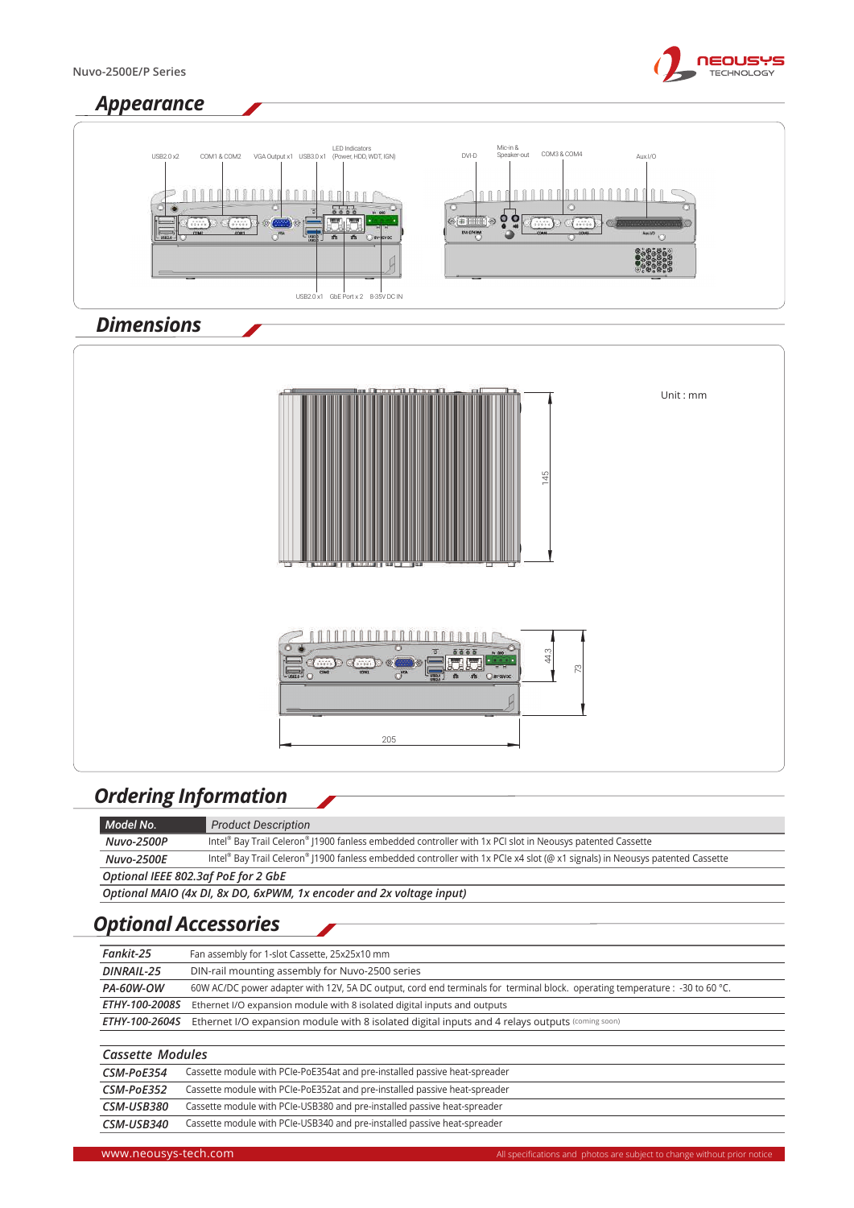## Appearance

USB2.0 x2 | COM1 & COM2 | VGA Output x1 | USB3.0 x1 | LED Indicators (Power, HDD, WDT, IGN)

USB2.0 x1 | GbE Port x 2 | 8-35V DC IN

DVI-D | Mic-in & Speaker-out | COM3 & COM4 | Aux I/O

## Dimensions

Unit : mm

145

44.3

73

205

## Ordering Information

| Model No. | Product Description |
|---|---|
| *Nuvo-2500P* | Intel® Bay Trail Celeron® J1900 fanless embedded controller with 1x PCI slot in Neousys patented Cassette |
| *Nuvo-2500E* | Intel® Bay Trail Celeron® J1900 fanless embedded controller with 1x PCIe x4 slot (@ x1 signals) in Neousys patented Cassette |
| *Optional IEEE 802.3af PoE for 2 GbE* | |
| *Optional MAIO (4x DI, 8x DO, 6xPWM, 1x encoder and 2x voltage input)* | |

## Optional Accessories

| | |
|---|---|
| *Fankit-25* | Fan assembly for 1-slot Cassette, 25x25x10 mm |
| *DINRAIL-25* | DIN-rail mounting assembly for Nuvo-2500 series |
| *PA-60W-OW* | 60W AC/DC power adapter with 12V, 5A DC output, cord end terminals for terminal block. operating temperature : -30 to 60 °C. |
| *ETHY-100-2008S* | Ethernet I/O expansion module with 8 isolated digital inputs and outputs |
| *ETHY-100-2604S* | Ethernet I/O expansion module with 8 isolated digital inputs and 4 relays outputs (coming soon) |

| *Cassette Modules* | |
|---|---|
| *CSM-PoE354* | Cassette module with PCIe-PoE354at and pre-installed passive heat-spreader |
| *CSM-PoE352* | Cassette module with PCIe-PoE352at and pre-installed passive heat-spreader |
| *CSM-USB380* | Cassette module with PCIe-USB380 and pre-installed passive heat-spreader |
| *CSM-USB340* | Cassette module with PCIe-USB340 and pre-installed passive heat-spreader |

www.neousys-tech.com

All specifications and photos are subject to change without prior notice